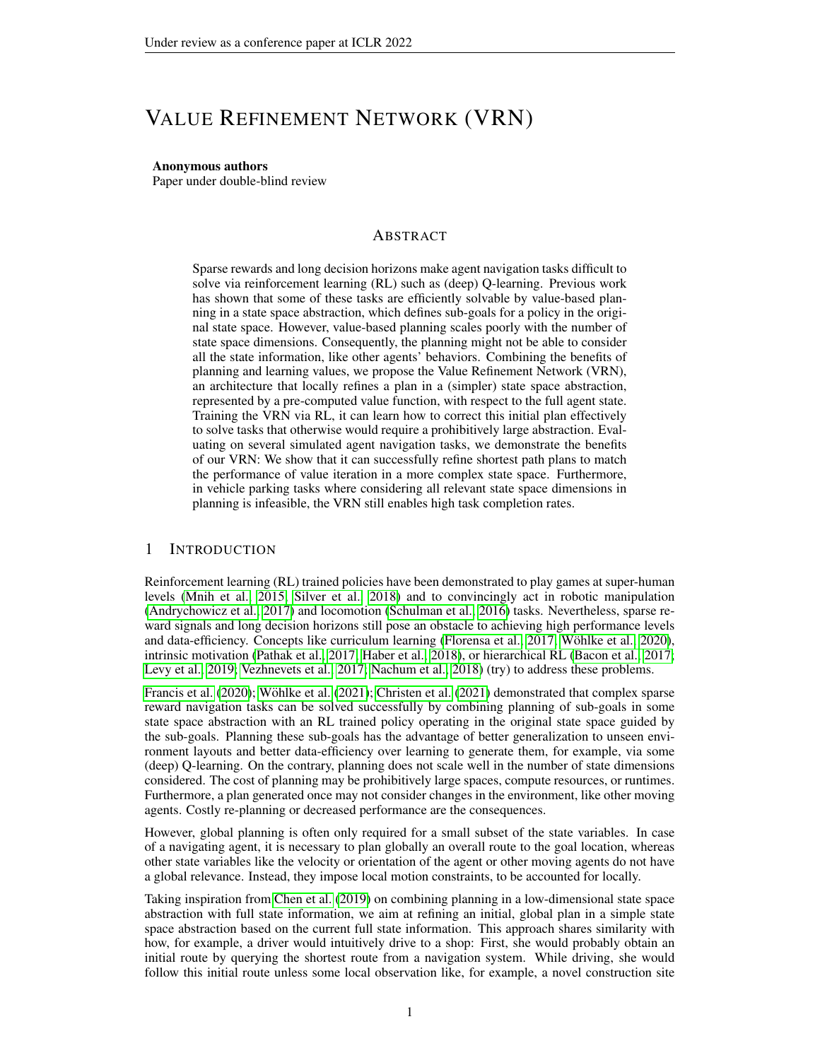# VALUE REFINEMENT NETWORK (VRN)

**Anonymous authors**
Paper under double-blind review

## ABSTRACT

Sparse rewards and long decision horizons make agent navigation tasks difficult to solve via reinforcement learning (RL) such as (deep) Q-learning. Previous work has shown that some of these tasks are efficiently solvable by value-based planning in a state space abstraction, which defines sub-goals for a policy in the original state space. However, value-based planning scales poorly with the number of state space dimensions. Consequently, the planning might not be able to consider all the state information, like other agents' behaviors. Combining the benefits of planning and learning values, we propose the Value Refinement Network (VRN), an architecture that locally refines a plan in a (simpler) state space abstraction, represented by a pre-computed value function, with respect to the full agent state. Training the VRN via RL, it can learn how to correct this initial plan effectively to solve tasks that otherwise would require a prohibitively large abstraction. Evaluating on several simulated agent navigation tasks, we demonstrate the benefits of our VRN: We show that it can successfully refine shortest path plans to match the performance of value iteration in a more complex state space. Furthermore, in vehicle parking tasks where considering all relevant state space dimensions in planning is infeasible, the VRN still enables high task completion rates.

## 1 INTRODUCTION

Reinforcement learning (RL) trained policies have been demonstrated to play games at super-human levels (Mnih et al., 2015; Silver et al., 2018) and to convincingly act in robotic manipulation (Andrychowicz et al., 2017) and locomotion (Schulman et al., 2016) tasks. Nevertheless, sparse reward signals and long decision horizons still pose an obstacle to achieving high performance levels and data-efficiency. Concepts like curriculum learning (Florensa et al., 2017; Wöhlke et al., 2020), intrinsic motivation (Pathak et al., 2017; Haber et al., 2018), or hierarchical RL (Bacon et al., 2017; Levy et al., 2019; Vezhnevets et al., 2017; Nachum et al., 2018) (try) to address these problems.

Francis et al. (2020); Wöhlke et al. (2021); Christen et al. (2021) demonstrated that complex sparse reward navigation tasks can be solved successfully by combining planning of sub-goals in some state space abstraction with an RL trained policy operating in the original state space guided by the sub-goals. Planning these sub-goals has the advantage of better generalization to unseen environment layouts and better data-efficiency over learning to generate them, for example, via some (deep) Q-learning. On the contrary, planning does not scale well in the number of state dimensions considered. The cost of planning may be prohibitively large spaces, compute resources, or runtimes. Furthermore, a plan generated once may not consider changes in the environment, like other moving agents. Costly re-planning or decreased performance are the consequences.

However, global planning is often only required for a small subset of the state variables. In case of a navigating agent, it is necessary to plan globally an overall route to the goal location, whereas other state variables like the velocity or orientation of the agent or other moving agents do not have a global relevance. Instead, they impose local motion constraints, to be accounted for locally.

Taking inspiration from Chen et al. (2019) on combining planning in a low-dimensional state space abstraction with full state information, we aim at refining an initial, global plan in a simple state space abstraction based on the current full state information. This approach shares similarity with how, for example, a driver would intuitively drive to a shop: First, she would probably obtain an initial route by querying the shortest route from a navigation system. While driving, she would follow this initial route unless some local observation like, for example, a novel construction site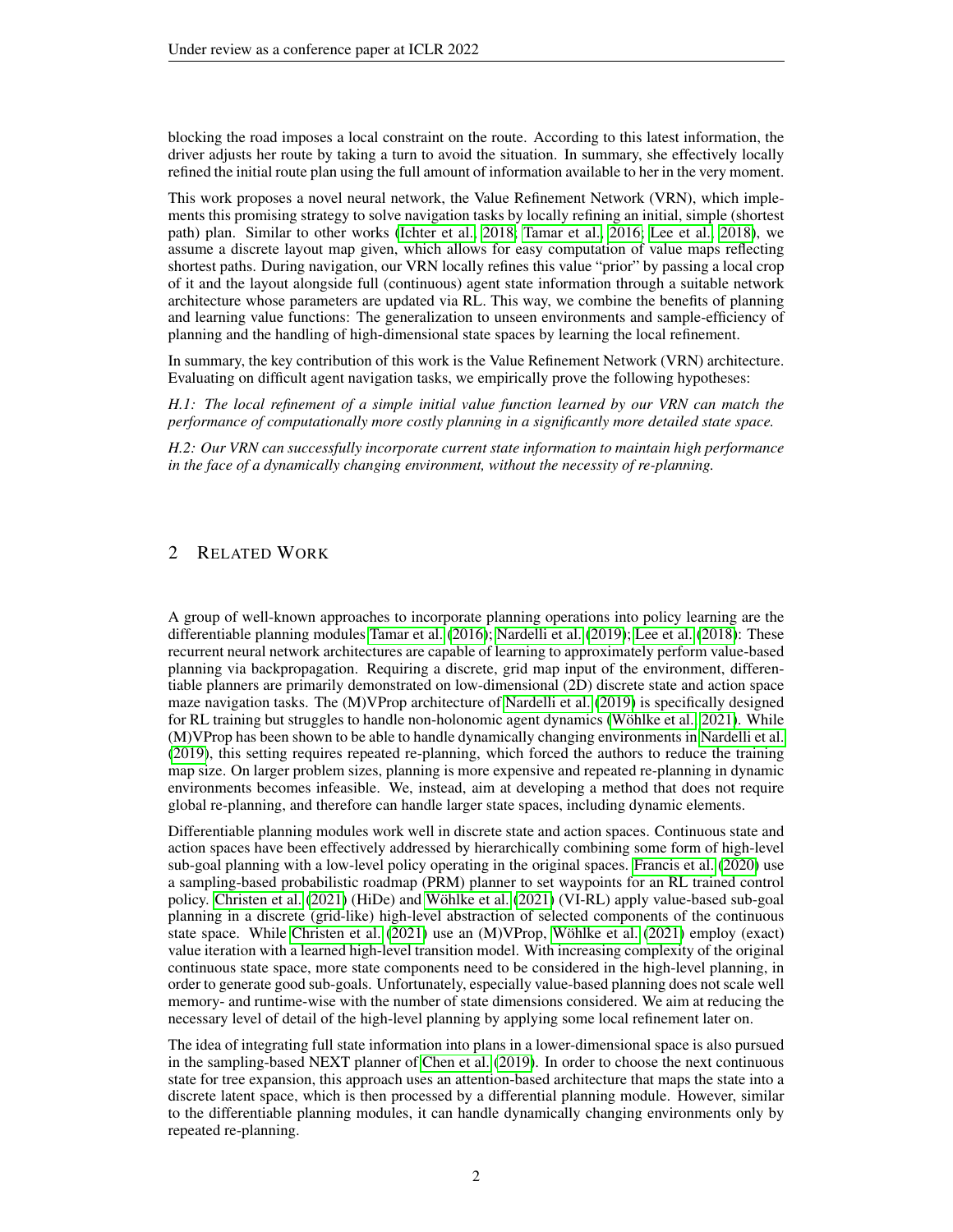blocking the road imposes a local constraint on the route. According to this latest information, the driver adjusts her route by taking a turn to avoid the situation. In summary, she effectively locally refined the initial route plan using the full amount of information available to her in the very moment.

This work proposes a novel neural network, the Value Refinement Network (VRN), which implements this promising strategy to solve navigation tasks by locally refining an initial, simple (shortest path) plan. Similar to other works (Ichter et al., 2018; Tamar et al., 2016; Lee et al., 2018), we assume a discrete layout map given, which allows for easy computation of value maps reflecting shortest paths. During navigation, our VRN locally refines this value "prior" by passing a local crop of it and the layout alongside full (continuous) agent state information through a suitable network architecture whose parameters are updated via RL. This way, we combine the benefits of planning and learning value functions: The generalization to unseen environments and sample-efficiency of planning and the handling of high-dimensional state spaces by learning the local refinement.

In summary, the key contribution of this work is the Value Refinement Network (VRN) architecture. Evaluating on difficult agent navigation tasks, we empirically prove the following hypotheses:

*H.1: The local refinement of a simple initial value function learned by our VRN can match the performance of computationally more costly planning in a significantly more detailed state space.*

*H.2: Our VRN can successfully incorporate current state information to maintain high performance in the face of a dynamically changing environment, without the necessity of re-planning.*

## 2 Related Work

A group of well-known approaches to incorporate planning operations into policy learning are the differentiable planning modules Tamar et al. (2016); Nardelli et al. (2019); Lee et al. (2018): These recurrent neural network architectures are capable of learning to approximately perform value-based planning via backpropagation. Requiring a discrete, grid map input of the environment, differentiable planners are primarily demonstrated on low-dimensional (2D) discrete state and action space maze navigation tasks. The (M)VProp architecture of Nardelli et al. (2019) is specifically designed for RL training but struggles to handle non-holonomic agent dynamics (Wöhlke et al., 2021). While (M)VProp has been shown to be able to handle dynamically changing environments in Nardelli et al. (2019), this setting requires repeated re-planning, which forced the authors to reduce the training map size. On larger problem sizes, planning is more expensive and repeated re-planning in dynamic environments becomes infeasible. We, instead, aim at developing a method that does not require global re-planning, and therefore can handle larger state spaces, including dynamic elements.

Differentiable planning modules work well in discrete state and action spaces. Continuous state and action spaces have been effectively addressed by hierarchically combining some form of high-level sub-goal planning with a low-level policy operating in the original spaces. Francis et al. (2020) use a sampling-based probabilistic roadmap (PRM) planner to set waypoints for an RL trained control policy. Christen et al. (2021) (HiDe) and Wöhlke et al. (2021) (VI-RL) apply value-based sub-goal planning in a discrete (grid-like) high-level abstraction of selected components of the continuous state space. While Christen et al. (2021) use an (M)VProp, Wöhlke et al. (2021) employ (exact) value iteration with a learned high-level transition model. With increasing complexity of the original continuous state space, more state components need to be considered in the high-level planning, in order to generate good sub-goals. Unfortunately, especially value-based planning does not scale well memory- and runtime-wise with the number of state dimensions considered. We aim at reducing the necessary level of detail of the high-level planning by applying some local refinement later on.

The idea of integrating full state information into plans in a lower-dimensional space is also pursued in the sampling-based NEXT planner of Chen et al. (2019). In order to choose the next continuous state for tree expansion, this approach uses an attention-based architecture that maps the state into a discrete latent space, which is then processed by a differential planning module. However, similar to the differentiable planning modules, it can handle dynamically changing environments only by repeated re-planning.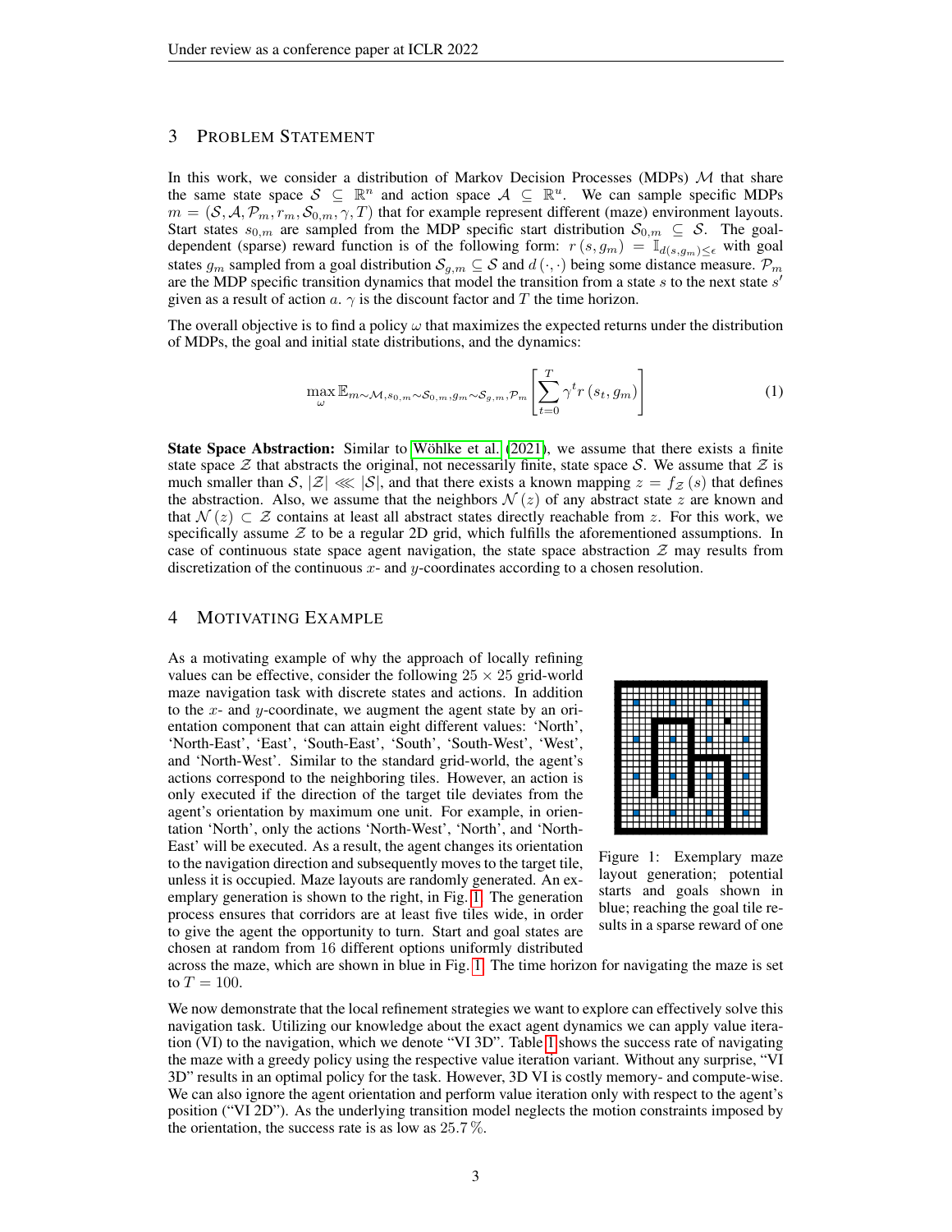## 3 Problem Statement

In this work, we consider a distribution of Markov Decision Processes (MDPs) $\mathcal{M}$ that share the same state space $\mathcal{S} \subseteq \mathbb{R}^n$ and action space $\mathcal{A} \subseteq \mathbb{R}^u$. We can sample specific MDPs $m = (\mathcal{S}, \mathcal{A}, \mathcal{P}_m, r_m, \mathcal{S}_{0,m}, \gamma, T)$ that for example represent different (maze) environment layouts. Start states $s_{0,m}$ are sampled from the MDP specific start distribution $\mathcal{S}_{0,m} \subseteq \mathcal{S}$. The goal-dependent (sparse) reward function is of the following form: $r(s, g_m) = \mathbb{I}_{d(s,g_m) \leq \epsilon}$ with goal states $g_m$ sampled from a goal distribution $\mathcal{S}_{g,m} \subseteq \mathcal{S}$ and $d(\cdot,\cdot)$ being some distance measure. $\mathcal{P}_m$ are the MDP specific transition dynamics that model the transition from a state $s$ to the next state $s'$ given as a result of action $a$. $\gamma$ is the discount factor and $T$ the time horizon.

The overall objective is to find a policy $\omega$ that maximizes the expected returns under the distribution of MDPs, the goal and initial state distributions, and the dynamics:

$$\max_{\omega} \mathbb{E}_{m \sim \mathcal{M}, s_{0,m} \sim \mathcal{S}_{0,m}, g_m \sim \mathcal{S}_{g,m}, \mathcal{P}_m} \left[ \sum_{t=0}^{T} \gamma^t r(s_t, g_m) \right] \tag{1}$$

**State Space Abstraction:** Similar to Wöhlke et al. (2021), we assume that there exists a finite state space $\mathcal{Z}$ that abstracts the original, not necessarily finite, state space $\mathcal{S}$. We assume that $\mathcal{Z}$ is much smaller than $\mathcal{S}$, $|\mathcal{Z}| \lll |\mathcal{S}|$, and that there exists a known mapping $z = f_{\mathcal{Z}}(s)$ that defines the abstraction. Also, we assume that the neighbors $\mathcal{N}(z)$ of any abstract state $z$ are known and that $\mathcal{N}(z) \subset \mathcal{Z}$ contains at least all abstract states directly reachable from $z$. For this work, we specifically assume $\mathcal{Z}$ to be a regular 2D grid, which fulfills the aforementioned assumptions. In case of continuous state space agent navigation, the state space abstraction $\mathcal{Z}$ may results from discretization of the continuous $x$- and $y$-coordinates according to a chosen resolution.

## 4 Motivating Example

As a motivating example of why the approach of locally refining values can be effective, consider the following $25 \times 25$ grid-world maze navigation task with discrete states and actions. In addition to the $x$- and $y$-coordinate, we augment the agent state by an orientation component that can attain eight different values: 'North', 'North-East', 'East', 'South-East', 'South', 'South-West', 'West', and 'North-West'. Similar to the standard grid-world, the agent's actions correspond to the neighboring tiles. However, an action is only executed if the direction of the target tile deviates from the agent's orientation by maximum one unit. For example, in orientation 'North', only the actions 'North-West', 'North', and 'North-East' will be executed. As a result, the agent changes its orientation to the navigation direction and subsequently moves to the target tile, unless it is occupied. Maze layouts are randomly generated. An exemplary generation is shown to the right, in Fig. 1. The generation process ensures that corridors are at least five tiles wide, in order to give the agent the opportunity to turn. Start and goal states are chosen at random from 16 different options uniformly distributed across the maze, which are shown in blue in Fig. 1. The time horizon for navigating the maze is set to $T = 100$.

Figure 1: Exemplary maze layout generation; potential starts and goals shown in blue; reaching the goal tile results in a sparse reward of one

We now demonstrate that the local refinement strategies we want to explore can effectively solve this navigation task. Utilizing our knowledge about the exact agent dynamics we can apply value iteration (VI) to the navigation, which we denote "VI 3D". Table 1 shows the success rate of navigating the maze with a greedy policy using the respective value iteration variant. Without any surprise, "VI 3D" results in an optimal policy for the task. However, 3D VI is costly memory- and compute-wise. We can also ignore the agent orientation and perform value iteration only with respect to the agent's position ("VI 2D"). As the underlying transition model neglects the motion constraints imposed by the orientation, the success rate is as low as 25.7 %.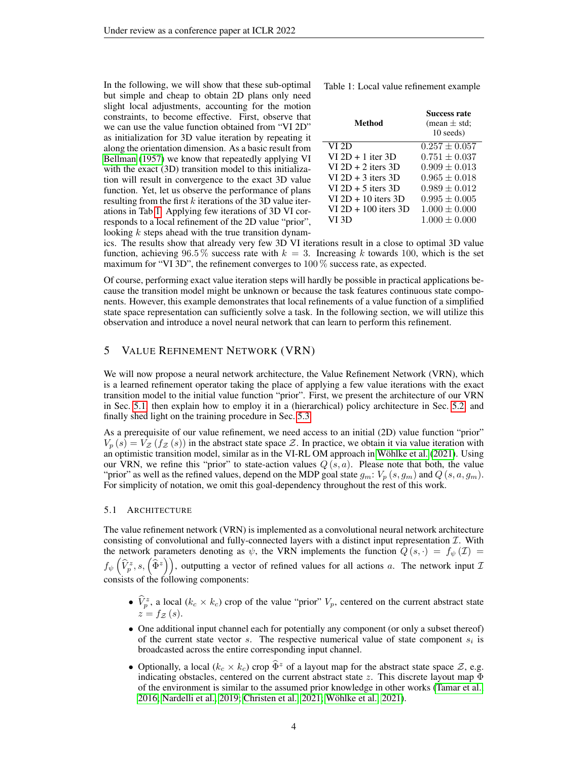In the following, we will show that these sub-optimal but simple and cheap to obtain 2D plans only need slight local adjustments, accounting for the motion constraints, to become effective. First, observe that we can use the value function obtained from "VI 2D" as initialization for 3D value iteration by repeating it along the orientation dimension. As a basic result from Bellman (1957) we know that repeatedly applying VI with the exact (3D) transition model to this initialization will result in convergence to the exact 3D value function. Yet, let us observe the performance of plans resulting from the first $k$ iterations of the 3D value iterations in Tab 1. Applying few iterations of 3D VI corresponds to a local refinement of the 2D value "prior", looking $k$ steps ahead with the true transition dynamics. The results show that already very few 3D VI iterations result in a close to optimal 3D value function, achieving $96.5\,\%$ success rate with $k = 3$. Increasing $k$ towards 100, which is the set maximum for "VI 3D", the refinement converges to $100\,\%$ success rate, as expected.

Table 1: Local value refinement example

| Method | Success rate (mean ± std; 10 seeds) |
|---|---|
| VI 2D | $0.257 \pm 0.057$ |
| VI 2D + 1 iter 3D | $0.751 \pm 0.037$ |
| VI 2D + 2 iters 3D | $0.909 \pm 0.013$ |
| VI 2D + 3 iters 3D | $0.965 \pm 0.018$ |
| VI 2D + 5 iters 3D | $0.989 \pm 0.012$ |
| VI 2D + 10 iters 3D | $0.995 \pm 0.005$ |
| VI 2D + 100 iters 3D | $1.000 \pm 0.000$ |
| VI 3D | $1.000 \pm 0.000$ |

Of course, performing exact value iteration steps will hardly be possible in practical applications because the transition model might be unknown or because the task features continuous state components. However, this example demonstrates that local refinements of a value function of a simplified state space representation can sufficiently solve a task. In the following section, we will utilize this observation and introduce a novel neural network that can learn to perform this refinement.

## 5 Value Refinement Network (VRN)

We will now propose a neural network architecture, the Value Refinement Network (VRN), which is a learned refinement operator taking the place of applying a few value iterations with the exact transition model to the initial value function "prior". First, we present the architecture of our VRN in Sec. 5.1, then explain how to employ it in a (hierarchical) policy architecture in Sec. 5.2, and finally shed light on the training procedure in Sec. 5.3.

As a prerequisite of our value refinement, we need access to an initial (2D) value function "prior" $V_p(s) = V_{\mathcal{Z}}(f_{\mathcal{Z}}(s))$ in the abstract state space $\mathcal{Z}$. In practice, we obtain it via value iteration with an optimistic transition model, similar as in the VI-RL OM approach in Wöhlke et al. (2021). Using our VRN, we refine this "prior" to state-action values $Q(s, a)$. Please note that both, the value "prior" as well as the refined values, depend on the MDP goal state $g_m$: $V_p(s, g_m)$ and $Q(s, a, g_m)$. For simplicity of notation, we omit this goal-dependency throughout the rest of this work.

### 5.1 Architecture

The value refinement network (VRN) is implemented as a convolutional neural network architecture consisting of convolutional and fully-connected layers with a distinct input representation $\mathcal{I}$. With the network parameters denoting as $\psi$, the VRN implements the function $Q(s, \cdot) = f_{\psi}(\mathcal{I}) = f_{\psi}\left(\widehat{V}_p^z, s, \left(\widehat{\Phi}^z\right)\right)$, outputting a vector of refined values for all actions $a$. The network input $\mathcal{I}$ consists of the following components:

- $\widehat{V}_p^z$, a local ($k_c \times k_c$) crop of the value "prior" $V_p$, centered on the current abstract state $z = f_{\mathcal{Z}}(s)$.
- One additional input channel each for potentially any component (or only a subset thereof) of the current state vector $s$. The respective numerical value of state component $s_i$ is broadcasted across the entire corresponding input channel.
- Optionally, a local ($k_c \times k_c$) crop $\widehat{\Phi}^z$ of a layout map for the abstract state space $\mathcal{Z}$, e.g. indicating obstacles, centered on the current abstract state $z$. This discrete layout map $\Phi$ of the environment is similar to the assumed prior knowledge in other works (Tamar et al., 2016; Nardelli et al., 2019; Christen et al., 2021; Wöhlke et al., 2021).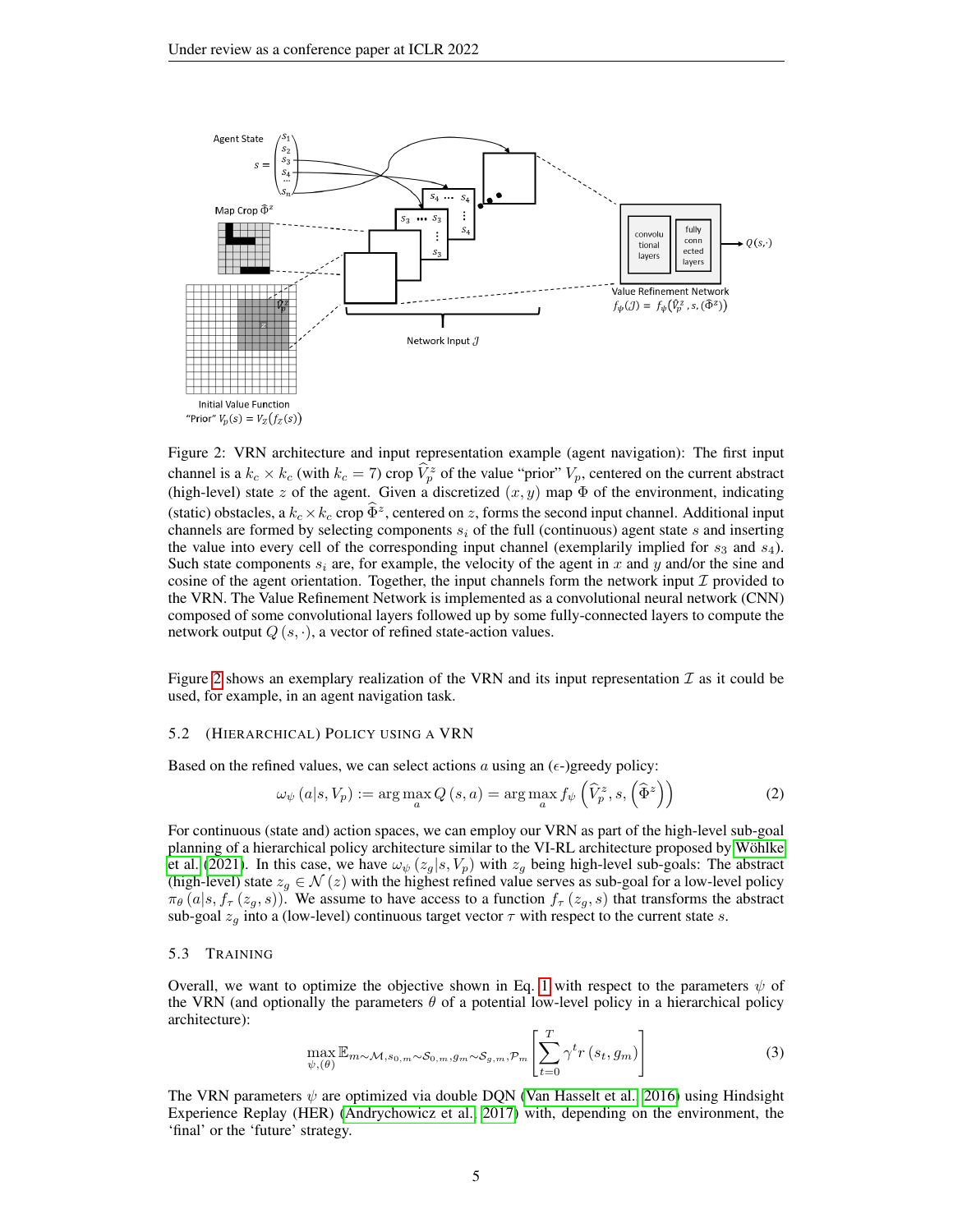Figure 2: VRN architecture and input representation example (agent navigation): The first input channel is a $k_c \times k_c$ (with $k_c = 7$) crop $\widehat{V}_p^z$ of the value "prior" $V_p$, centered on the current abstract (high-level) state $z$ of the agent. Given a discretized $(x, y)$ map $\Phi$ of the environment, indicating (static) obstacles, a $k_c \times k_c$ crop $\widehat{\Phi}^z$, centered on $z$, forms the second input channel. Additional input channels are formed by selecting components $s_i$ of the full (continuous) agent state $s$ and inserting the value into every cell of the corresponding input channel (exemplarily implied for $s_3$ and $s_4$). Such state components $s_i$ are, for example, the velocity of the agent in $x$ and $y$ and/or the sine and cosine of the agent orientation. Together, the input channels form the network input $\mathcal{I}$ provided to the VRN. The Value Refinement Network is implemented as a convolutional neural network (CNN) composed of some convolutional layers followed up by some fully-connected layers to compute the network output $Q(s, \cdot)$, a vector of refined state-action values.

Figure 2 shows an exemplary realization of the VRN and its input representation $\mathcal{I}$ as it could be used, for example, in an agent navigation task.

### 5.2 (Hierarchical) Policy using a VRN

Based on the refined values, we can select actions $a$ using an ($\epsilon$-)greedy policy:

$$\omega_\psi(a|s, V_p) := \arg\max_a Q(s, a) = \arg\max_a f_\psi\left(\widehat{V}_p^z, s, \left(\widehat{\Phi}^z\right)\right) \tag{2}$$

For continuous (state and) action spaces, we can employ our VRN as part of the high-level sub-goal planning of a hierarchical policy architecture similar to the VI-RL architecture proposed by Wöhlke et al. (2021). In this case, we have $\omega_\psi(z_g|s, V_p)$ with $z_g$ being high-level sub-goals: The abstract (high-level) state $z_g \in \mathcal{N}(z)$ with the highest refined value serves as sub-goal for a low-level policy $\pi_\theta(a|s, f_\tau(z_g, s))$. We assume to have access to a function $f_\tau(z_g, s)$ that transforms the abstract sub-goal $z_g$ into a (low-level) continuous target vector $\tau$ with respect to the current state $s$.

### 5.3 Training

Overall, we want to optimize the objective shown in Eq. 1 with respect to the parameters $\psi$ of the VRN (and optionally the parameters $\theta$ of a potential low-level policy in a hierarchical policy architecture):

$$\max_{\psi,(\theta)} \mathbb{E}_{m\sim\mathcal{M}, s_{0,m}\sim\mathcal{S}_{0,m}, g_m\sim\mathcal{S}_{g,m}, \mathcal{P}_m}\left[\sum_{t=0}^{T} \gamma^t r(s_t, g_m)\right] \tag{3}$$

The VRN parameters $\psi$ are optimized via double DQN (Van Hasselt et al., 2016) using Hindsight Experience Replay (HER) (Andrychowicz et al., 2017) with, depending on the environment, the 'final' or the 'future' strategy.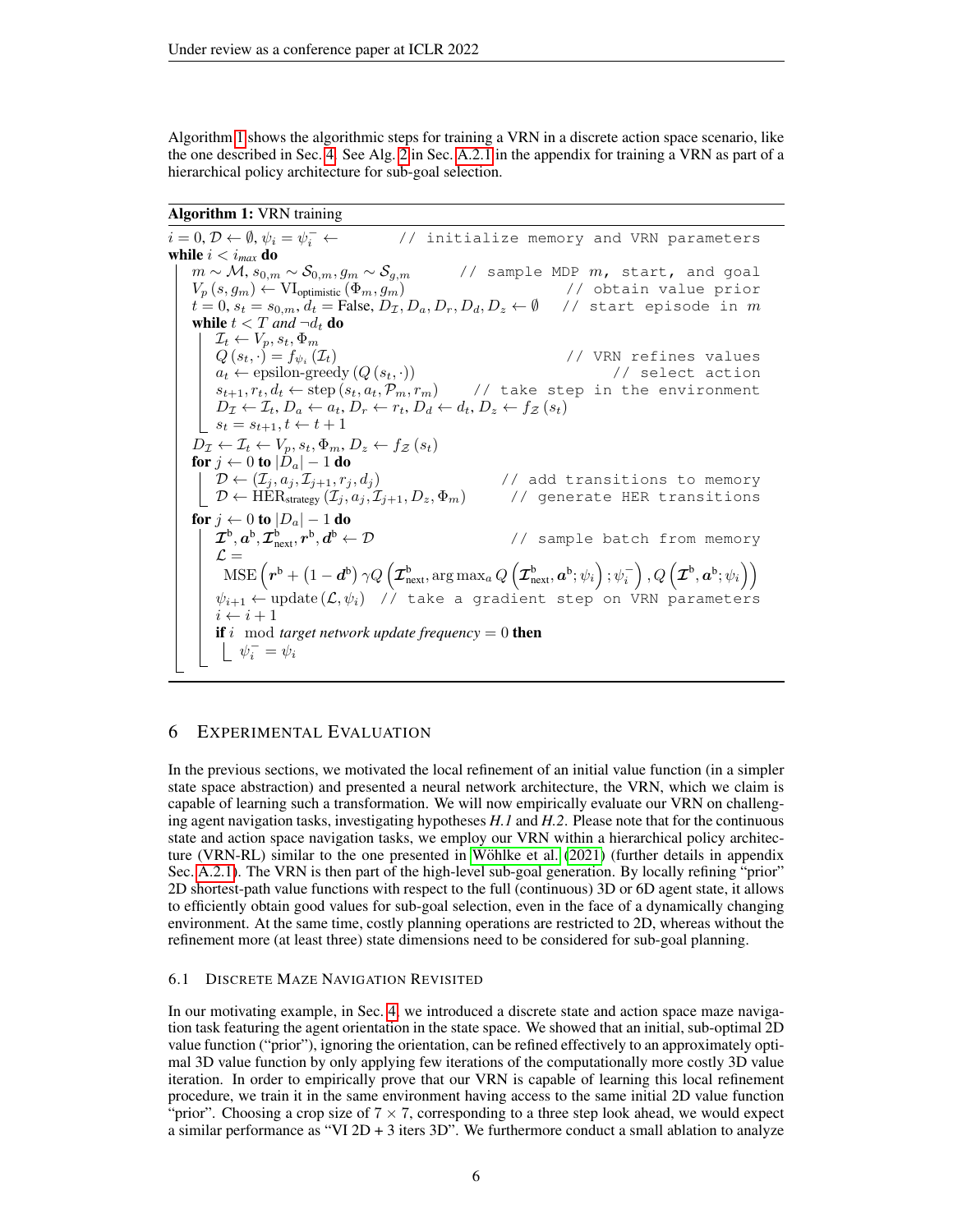Algorithm 1 shows the algorithmic steps for training a VRN in a discrete action space scenario, like the one described in Sec. 4. See Alg. 2 in Sec. A.2.1 in the appendix for training a VRN as part of a hierarchical policy architecture for sub-goal selection.

**Algorithm 1:** VRN training

```
i = 0, D ← ∅, ψ_i = ψ_i^- ←                         // initialize memory and VRN parameters
while i < i_max do
    m ~ M, s_{0,m} ~ S_{0,m}, g_m ~ S_{g,m}          // sample MDP m, start, and goal
    V_p(s, g_m) ← VI_optimistic(Φ_m, g_m)            // obtain value prior
    t = 0, s_t = s_{0,m}, d_t = False, D_I, D_a, D_r, D_d, D_z ← ∅   // start episode in m
    while t < T and ¬d_t do
        I_t ← V_p, s_t, Φ_m
        Q(s_t, ·) = f_{ψ_i}(I_t)                      // VRN refines values
        a_t ← epsilon-greedy(Q(s_t, ·))              // select action
        s_{t+1}, r_t, d_t ← step(s_t, a_t, P_m, r_m)  // take step in the environment
        D_I ← I_t, D_a ← a_t, D_r ← r_t, D_d ← d_t, D_z ← f_Z(s_t)
        s_t = s_{t+1}, t ← t + 1
    D_I ← I_t ← V_p, s_t, Φ_m, D_z ← f_Z(s_t)
    for j ← 0 to |D_a| − 1 do
        D ← (I_j, a_j, I_{j+1}, r_j, d_j)             // add transitions to memory
        D ← HER_strategy(I_j, a_j, I_{j+1}, D_z, Φ_m)  // generate HER transitions
    for j ← 0 to |D_a| − 1 do
        I^b, a^b, I^b_next, r^b, d^b ← D              // sample batch from memory
        L = MSE( r^b + (1 − d^b) γ Q( I^b_next, argmax_a Q(I^b_next, a^b; ψ_i); ψ_i^- ), Q(I^b, a^b; ψ_i) )
        ψ_{i+1} ← update(L, ψ_i)   // take a gradient step on VRN parameters
        i ← i + 1
        if i mod target network update frequency = 0 then
            ψ_i^- = ψ_i
```

where the loss is

$$\mathcal{L} = \mathrm{MSE}\left(\boldsymbol{r}^{\mathrm{b}} + \left(1 - \boldsymbol{d}^{\mathrm{b}}\right)\gamma Q\left(\boldsymbol{\mathcal{I}}^{\mathrm{b}}_{\mathrm{next}}, \arg\max_a Q\left(\boldsymbol{\mathcal{I}}^{\mathrm{b}}_{\mathrm{next}}, \boldsymbol{a}^{\mathrm{b}}; \psi_i\right); \psi_i^-\right), Q\left(\boldsymbol{\mathcal{I}}^{\mathrm{b}}, \boldsymbol{a}^{\mathrm{b}}; \psi_i\right)\right)$$

## 6 Experimental Evaluation

In the previous sections, we motivated the local refinement of an initial value function (in a simpler state space abstraction) and presented a neural network architecture, the VRN, which we claim is capable of learning such a transformation. We will now empirically evaluate our VRN on challenging agent navigation tasks, investigating hypotheses *H.1* and *H.2*. Please note that for the continuous state and action space navigation tasks, we employ our VRN within a hierarchical policy architecture (VRN-RL) similar to the one presented in Wöhlke et al. (2021) (further details in appendix Sec. A.2.1). The VRN is then part of the high-level sub-goal generation. By locally refining "prior" 2D shortest-path value functions with respect to the full (continuous) 3D or 6D agent state, it allows to efficiently obtain good values for sub-goal selection, even in the face of a dynamically changing environment. At the same time, costly planning operations are restricted to 2D, whereas without the refinement more (at least three) state dimensions need to be considered for sub-goal planning.

### 6.1 Discrete Maze Navigation Revisited

In our motivating example, in Sec. 4, we introduced a discrete state and action space maze navigation task featuring the agent orientation in the state space. We showed that an initial, sub-optimal 2D value function ("prior"), ignoring the orientation, can be refined effectively to an approximately optimal 3D value function by only applying few iterations of the computationally more costly 3D value iteration. In order to empirically prove that our VRN is capable of learning this local refinement procedure, we train it in the same environment having access to the same initial 2D value function "prior". Choosing a crop size of $7 \times 7$, corresponding to a three step look ahead, we would expect a similar performance as "VI 2D + 3 iters 3D". We furthermore conduct a small ablation to analyze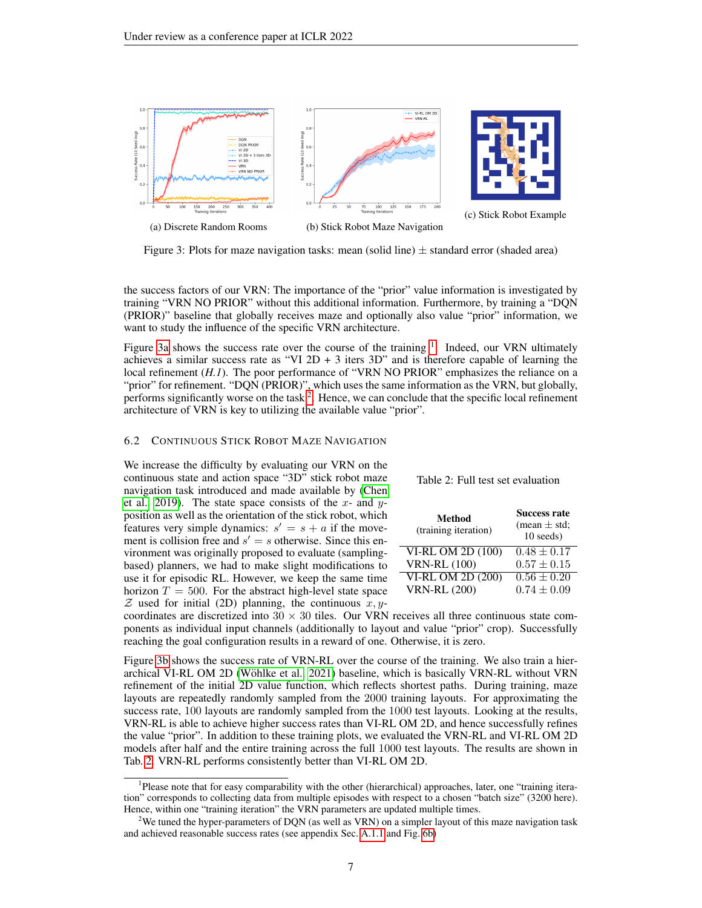(a) Discrete Random Rooms

(b) Stick Robot Maze Navigation

(c) Stick Robot Example

Figure 3: Plots for maze navigation tasks: mean (solid line) $\pm$ standard error (shaded area)

the success factors of our VRN: The importance of the "prior" value information is investigated by training "VRN NO PRIOR" without this additional information. Furthermore, by training a "DQN (PRIOR)" baseline that globally receives maze and optionally also value "prior" information, we want to study the influence of the specific VRN architecture.

Figure 3a shows the success rate over the course of the training [1]. Indeed, our VRN ultimately achieves a similar success rate as "VI 2D + 3 iters 3D" and is therefore capable of learning the local refinement (*H.1*). The poor performance of "VRN NO PRIOR" emphasizes the reliance on a "prior" for refinement. "DQN (PRIOR)", which uses the same information as the VRN, but globally, performs significantly worse on the task [2]. Hence, we can conclude that the specific local refinement architecture of VRN is key to utilizing the available value "prior".

## 6.2 Continuous Stick Robot Maze Navigation

We increase the difficulty by evaluating our VRN on the continuous state and action space "3D" stick robot maze navigation task introduced and made available by (Chen et al., 2019). The state space consists of the $x$- and $y$-position as well as the orientation of the stick robot, which features very simple dynamics: $s' = s + a$ if the movement is collision free and $s' = s$ otherwise. Since this environment was originally proposed to evaluate (sampling-based) planners, we had to make slight modifications to use it for episodic RL. However, we keep the same time horizon $T = 500$. For the abstract high-level state space $\mathcal{Z}$ used for initial (2D) planning, the continuous $x, y$-coordinates are discretized into $30 \times 30$ tiles. Our VRN receives all three continuous state components as individual input channels (additionally to layout and value "prior" crop). Successfully reaching the goal configuration results in a reward of one. Otherwise, it is zero.

Table 2: Full test set evaluation

| Method (training iteration) | Success rate (mean $\pm$ std; 10 seeds) |
|---|---|
| VI-RL OM 2D (100) | $0.48 \pm 0.17$ |
| VRN-RL (100) | $0.57 \pm 0.15$ |
| VI-RL OM 2D (200) | $0.56 \pm 0.20$ |
| VRN-RL (200) | $0.74 \pm 0.09$ |

Figure 3b shows the success rate of VRN-RL over the course of the training. We also train a hierarchical VI-RL OM 2D (Wöhlke et al., 2021) baseline, which is basically VRN-RL without VRN refinement of the initial 2D value function, which reflects shortest paths. During training, maze layouts are repeatedly randomly sampled from the 2000 training layouts. For approximating the success rate, 100 layouts are randomly sampled from the 1000 test layouts. Looking at the results, VRN-RL is able to achieve higher success rates than VI-RL OM 2D, and hence successfully refines the value "prior". In addition to these training plots, we evaluated the VRN-RL and VI-RL OM 2D models after half and the entire training across the full 1000 test layouts. The results are shown in Tab. 2. VRN-RL performs consistently better than VI-RL OM 2D.

[1] Please note that for easy comparability with the other (hierarchical) approaches, later, one "training iteration" corresponds to collecting data from multiple episodes with respect to a chosen "batch size" (3200 here). Hence, within one "training iteration" the VRN parameters are updated multiple times.

[2] We tuned the hyper-parameters of DQN (as well as VRN) on a simpler layout of this maze navigation task and achieved reasonable success rates (see appendix Sec. A.1.1 and Fig. 6b)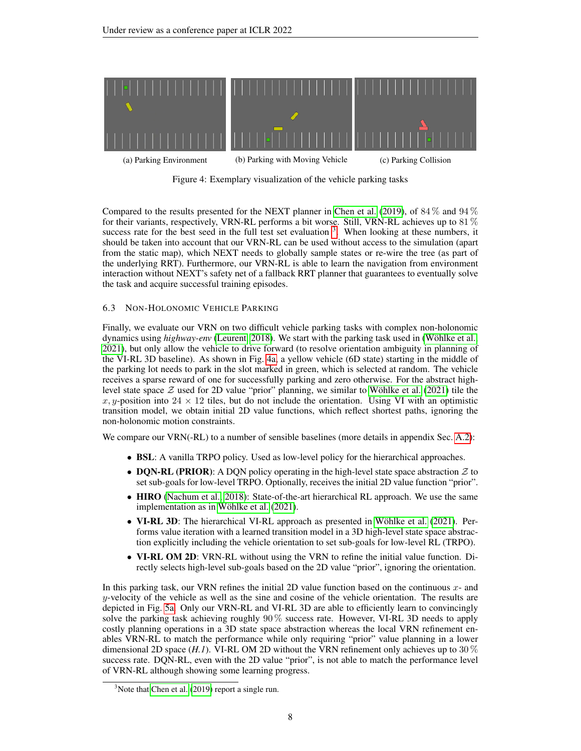(a) Parking Environment (b) Parking with Moving Vehicle (c) Parking Collision

Figure 4: Exemplary visualization of the vehicle parking tasks

Compared to the results presented for the NEXT planner in Chen et al. (2019), of 84 % and 94 % for their variants, respectively, VRN-RL performs a bit worse. Still, VRN-RL achieves up to 81 % success rate for the best seed in the full test set evaluation [3]. When looking at these numbers, it should be taken into account that our VRN-RL can be used without access to the simulation (apart from the static map), which NEXT needs to globally sample states or re-wire the tree (as part of the underlying RRT). Furthermore, our VRN-RL is able to learn the navigation from environment interaction without NEXT's safety net of a fallback RRT planner that guarantees to eventually solve the task and acquire successful training episodes.

### 6.3 Non-Holonomic Vehicle Parking

Finally, we evaluate our VRN on two difficult vehicle parking tasks with complex non-holonomic dynamics using *highway-env* (Leurent, 2018). We start with the parking task used in (Wöhlke et al., 2021), but only allow the vehicle to drive forward (to resolve orientation ambiguity in planning of the VI-RL 3D baseline). As shown in Fig. 4a, a yellow vehicle (6D state) starting in the middle of the parking lot needs to park in the slot marked in green, which is selected at random. The vehicle receives a sparse reward of one for successfully parking and zero otherwise. For the abstract high-level state space $\mathcal{Z}$ used for 2D value "prior" planning, we similar to Wöhlke et al. (2021) tile the $x, y$-position into $24 \times 12$ tiles, but do not include the orientation. Using VI with an optimistic transition model, we obtain initial 2D value functions, which reflect shortest paths, ignoring the non-holonomic motion constraints.

We compare our VRN(-RL) to a number of sensible baselines (more details in appendix Sec. A.2):

- **BSL**: A vanilla TRPO policy. Used as low-level policy for the hierarchical approaches.
- **DQN-RL (PRIOR)**: A DQN policy operating in the high-level state space abstraction $\mathcal{Z}$ to set sub-goals for low-level TRPO. Optionally, receives the initial 2D value function "prior".
- **HIRO** (Nachum et al., 2018): State-of-the-art hierarchical RL approach. We use the same implementation as in Wöhlke et al. (2021).
- **VI-RL 3D**: The hierarchical VI-RL approach as presented in Wöhlke et al. (2021). Performs value iteration with a learned transition model in a 3D high-level state space abstraction explicitly including the vehicle orientation to set sub-goals for low-level RL (TRPO).
- **VI-RL OM 2D**: VRN-RL without using the VRN to refine the initial value function. Directly selects high-level sub-goals based on the 2D value "prior", ignoring the orientation.

In this parking task, our VRN refines the initial 2D value function based on the continuous $x$- and $y$-velocity of the vehicle as well as the sine and cosine of the vehicle orientation. The results are depicted in Fig. 5a. Only our VRN-RL and VI-RL 3D are able to efficiently learn to convincingly solve the parking task achieving roughly 90 % success rate. However, VI-RL 3D needs to apply costly planning operations in a 3D state space abstraction whereas the local VRN refinement enables VRN-RL to match the performance while only requiring "prior" value planning in a lower dimensional 2D space (*H.1*). VI-RL OM 2D without the VRN refinement only achieves up to 30 % success rate. DQN-RL, even with the 2D value "prior", is not able to match the performance level of VRN-RL although showing some learning progress.

[3] Note that Chen et al. (2019) report a single run.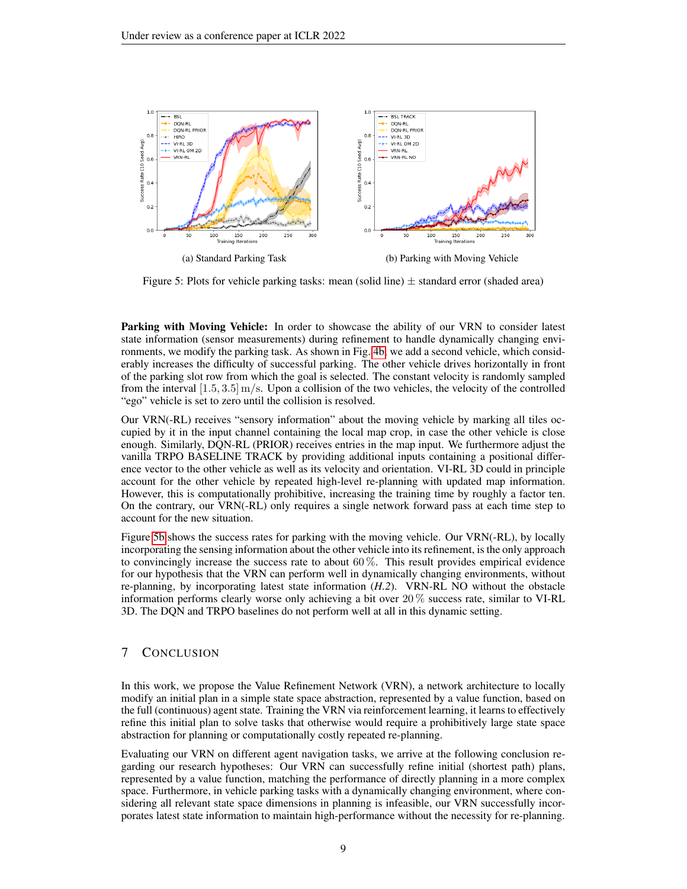(a) Standard Parking Task

(b) Parking with Moving Vehicle

Figure 5: Plots for vehicle parking tasks: mean (solid line) ± standard error (shaded area)

**Parking with Moving Vehicle:** In order to showcase the ability of our VRN to consider latest state information (sensor measurements) during refinement to handle dynamically changing environments, we modify the parking task. As shown in Fig. 4b, we add a second vehicle, which considerably increases the difficulty of successful parking. The other vehicle drives horizontally in front of the parking slot row from which the goal is selected. The constant velocity is randomly sampled from the interval $[1.5, 3.5]\,\mathrm{m/s}$. Upon a collision of the two vehicles, the velocity of the controlled "ego" vehicle is set to zero until the collision is resolved.

Our VRN(-RL) receives "sensory information" about the moving vehicle by marking all tiles occupied by it in the input channel containing the local map crop, in case the other vehicle is close enough. Similarly, DQN-RL (PRIOR) receives entries in the map input. We furthermore adjust the vanilla TRPO BASELINE TRACK by providing additional inputs containing a positional difference vector to the other vehicle as well as its velocity and orientation. VI-RL 3D could in principle account for the other vehicle by repeated high-level re-planning with updated map information. However, this is computationally prohibitive, increasing the training time by roughly a factor ten. On the contrary, our VRN(-RL) only requires a single network forward pass at each time step to account for the new situation.

Figure 5b shows the success rates for parking with the moving vehicle. Our VRN(-RL), by locally incorporating the sensing information about the other vehicle into its refinement, is the only approach to convincingly increase the success rate to about $60\,\%$. This result provides empirical evidence for our hypothesis that the VRN can perform well in dynamically changing environments, without re-planning, by incorporating latest state information (*H.2*). VRN-RL NO without the obstacle information performs clearly worse only achieving a bit over $20\,\%$ success rate, similar to VI-RL 3D. The DQN and TRPO baselines do not perform well at all in this dynamic setting.

## 7 Conclusion

In this work, we propose the Value Refinement Network (VRN), a network architecture to locally modify an initial plan in a simple state space abstraction, represented by a value function, based on the full (continuous) agent state. Training the VRN via reinforcement learning, it learns to effectively refine this initial plan to solve tasks that otherwise would require a prohibitively large state space abstraction for planning or computationally costly repeated re-planning.

Evaluating our VRN on different agent navigation tasks, we arrive at the following conclusion regarding our research hypotheses: Our VRN can successfully refine initial (shortest path) plans, represented by a value function, matching the performance of directly planning in a more complex space. Furthermore, in vehicle parking tasks with a dynamically changing environment, where considering all relevant state space dimensions in planning is infeasible, our VRN successfully incorporates latest state information to maintain high-performance without the necessity for re-planning.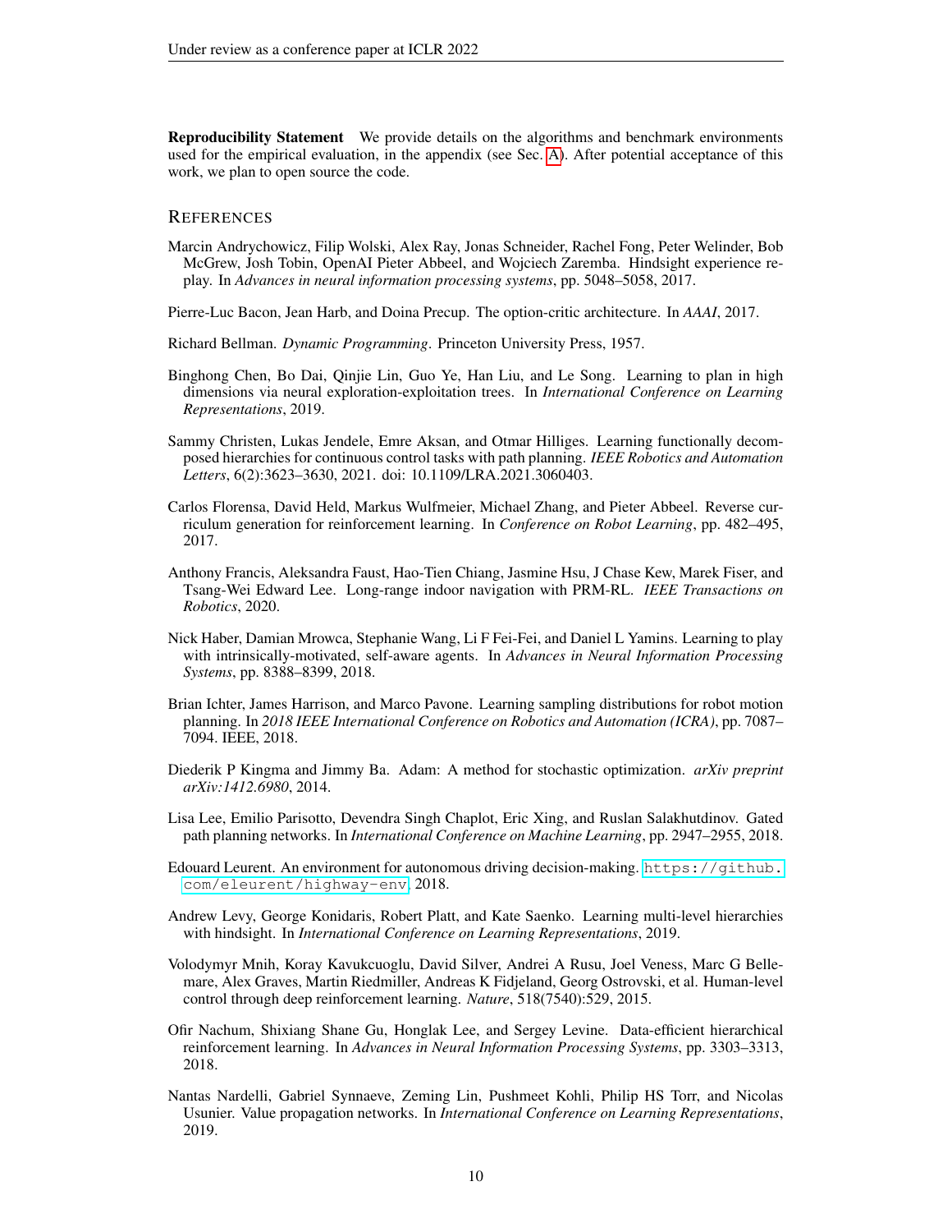**Reproducibility Statement** We provide details on the algorithms and benchmark environments used for the empirical evaluation, in the appendix (see Sec. A). After potential acceptance of this work, we plan to open source the code.

## References

Marcin Andrychowicz, Filip Wolski, Alex Ray, Jonas Schneider, Rachel Fong, Peter Welinder, Bob McGrew, Josh Tobin, OpenAI Pieter Abbeel, and Wojciech Zaremba. Hindsight experience replay. In *Advances in neural information processing systems*, pp. 5048–5058, 2017.

Pierre-Luc Bacon, Jean Harb, and Doina Precup. The option-critic architecture. In *AAAI*, 2017.

Richard Bellman. *Dynamic Programming*. Princeton University Press, 1957.

Binghong Chen, Bo Dai, Qinjie Lin, Guo Ye, Han Liu, and Le Song. Learning to plan in high dimensions via neural exploration-exploitation trees. In *International Conference on Learning Representations*, 2019.

Sammy Christen, Lukas Jendele, Emre Aksan, and Otmar Hilliges. Learning functionally decomposed hierarchies for continuous control tasks with path planning. *IEEE Robotics and Automation Letters*, 6(2):3623–3630, 2021. doi: 10.1109/LRA.2021.3060403.

Carlos Florensa, David Held, Markus Wulfmeier, Michael Zhang, and Pieter Abbeel. Reverse curriculum generation for reinforcement learning. In *Conference on Robot Learning*, pp. 482–495, 2017.

Anthony Francis, Aleksandra Faust, Hao-Tien Chiang, Jasmine Hsu, J Chase Kew, Marek Fiser, and Tsang-Wei Edward Lee. Long-range indoor navigation with PRM-RL. *IEEE Transactions on Robotics*, 2020.

Nick Haber, Damian Mrowca, Stephanie Wang, Li F Fei-Fei, and Daniel L Yamins. Learning to play with intrinsically-motivated, self-aware agents. In *Advances in Neural Information Processing Systems*, pp. 8388–8399, 2018.

Brian Ichter, James Harrison, and Marco Pavone. Learning sampling distributions for robot motion planning. In *2018 IEEE International Conference on Robotics and Automation (ICRA)*, pp. 7087–7094. IEEE, 2018.

Diederik P Kingma and Jimmy Ba. Adam: A method for stochastic optimization. *arXiv preprint arXiv:1412.6980*, 2014.

Lisa Lee, Emilio Parisotto, Devendra Singh Chaplot, Eric Xing, and Ruslan Salakhutdinov. Gated path planning networks. In *International Conference on Machine Learning*, pp. 2947–2955, 2018.

Edouard Leurent. An environment for autonomous driving decision-making. https://github.com/eleurent/highway-env, 2018.

Andrew Levy, George Konidaris, Robert Platt, and Kate Saenko. Learning multi-level hierarchies with hindsight. In *International Conference on Learning Representations*, 2019.

Volodymyr Mnih, Koray Kavukcuoglu, David Silver, Andrei A Rusu, Joel Veness, Marc G Bellemare, Alex Graves, Martin Riedmiller, Andreas K Fidjeland, Georg Ostrovski, et al. Human-level control through deep reinforcement learning. *Nature*, 518(7540):529, 2015.

Ofir Nachum, Shixiang Shane Gu, Honglak Lee, and Sergey Levine. Data-efficient hierarchical reinforcement learning. In *Advances in Neural Information Processing Systems*, pp. 3303–3313, 2018.

Nantas Nardelli, Gabriel Synnaeve, Zeming Lin, Pushmeet Kohli, Philip HS Torr, and Nicolas Usunier. Value propagation networks. In *International Conference on Learning Representations*, 2019.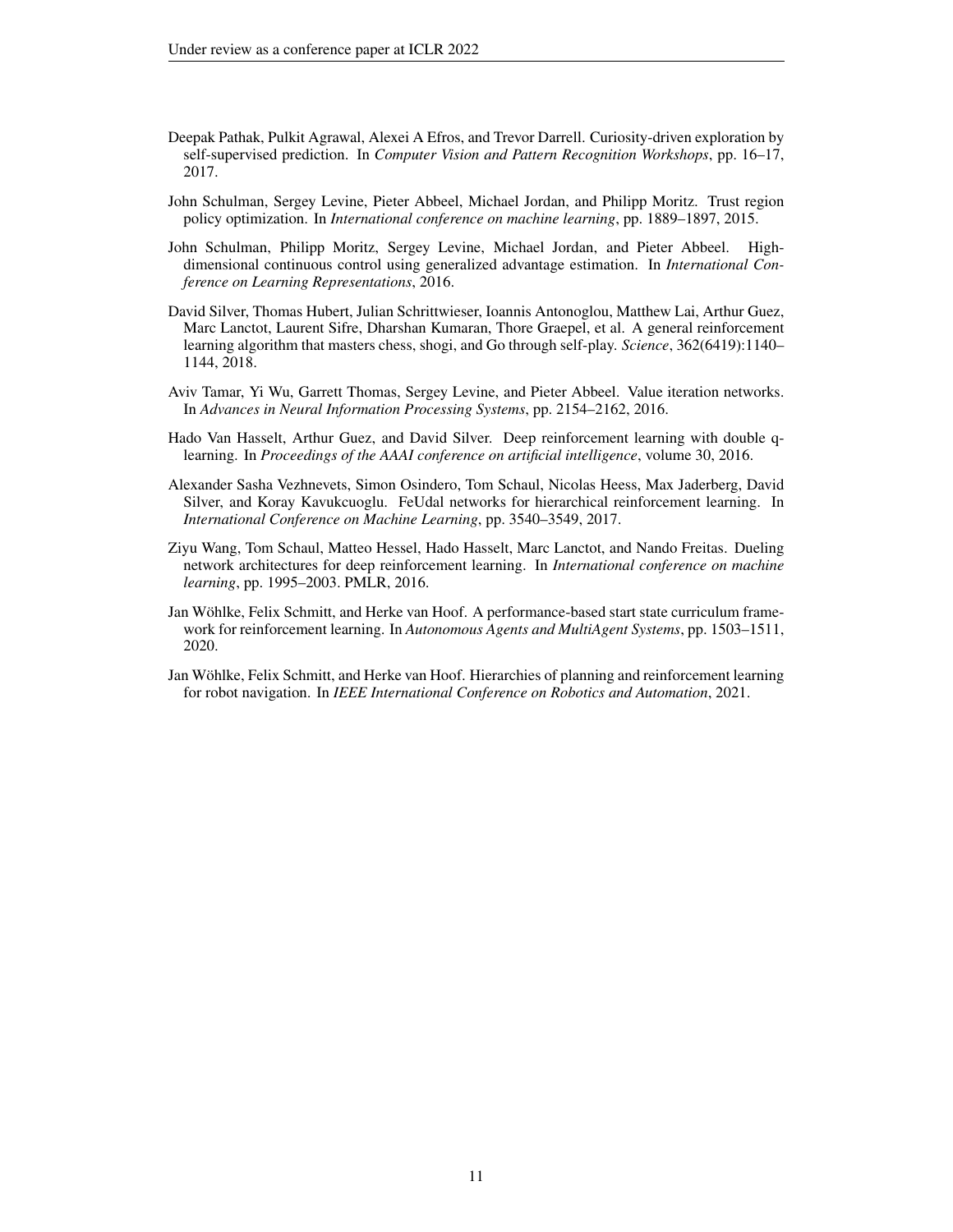Deepak Pathak, Pulkit Agrawal, Alexei A Efros, and Trevor Darrell. Curiosity-driven exploration by self-supervised prediction. In *Computer Vision and Pattern Recognition Workshops*, pp. 16–17, 2017.

John Schulman, Sergey Levine, Pieter Abbeel, Michael Jordan, and Philipp Moritz. Trust region policy optimization. In *International conference on machine learning*, pp. 1889–1897, 2015.

John Schulman, Philipp Moritz, Sergey Levine, Michael Jordan, and Pieter Abbeel. High-dimensional continuous control using generalized advantage estimation. In *International Conference on Learning Representations*, 2016.

David Silver, Thomas Hubert, Julian Schrittwieser, Ioannis Antonoglou, Matthew Lai, Arthur Guez, Marc Lanctot, Laurent Sifre, Dharshan Kumaran, Thore Graepel, et al. A general reinforcement learning algorithm that masters chess, shogi, and Go through self-play. *Science*, 362(6419):1140–1144, 2018.

Aviv Tamar, Yi Wu, Garrett Thomas, Sergey Levine, and Pieter Abbeel. Value iteration networks. In *Advances in Neural Information Processing Systems*, pp. 2154–2162, 2016.

Hado Van Hasselt, Arthur Guez, and David Silver. Deep reinforcement learning with double q-learning. In *Proceedings of the AAAI conference on artificial intelligence*, volume 30, 2016.

Alexander Sasha Vezhnevets, Simon Osindero, Tom Schaul, Nicolas Heess, Max Jaderberg, David Silver, and Koray Kavukcuoglu. FeUdal networks for hierarchical reinforcement learning. In *International Conference on Machine Learning*, pp. 3540–3549, 2017.

Ziyu Wang, Tom Schaul, Matteo Hessel, Hado Hasselt, Marc Lanctot, and Nando Freitas. Dueling network architectures for deep reinforcement learning. In *International conference on machine learning*, pp. 1995–2003. PMLR, 2016.

Jan Wöhlke, Felix Schmitt, and Herke van Hoof. A performance-based start state curriculum framework for reinforcement learning. In *Autonomous Agents and MultiAgent Systems*, pp. 1503–1511, 2020.

Jan Wöhlke, Felix Schmitt, and Herke van Hoof. Hierarchies of planning and reinforcement learning for robot navigation. In *IEEE International Conference on Robotics and Automation*, 2021.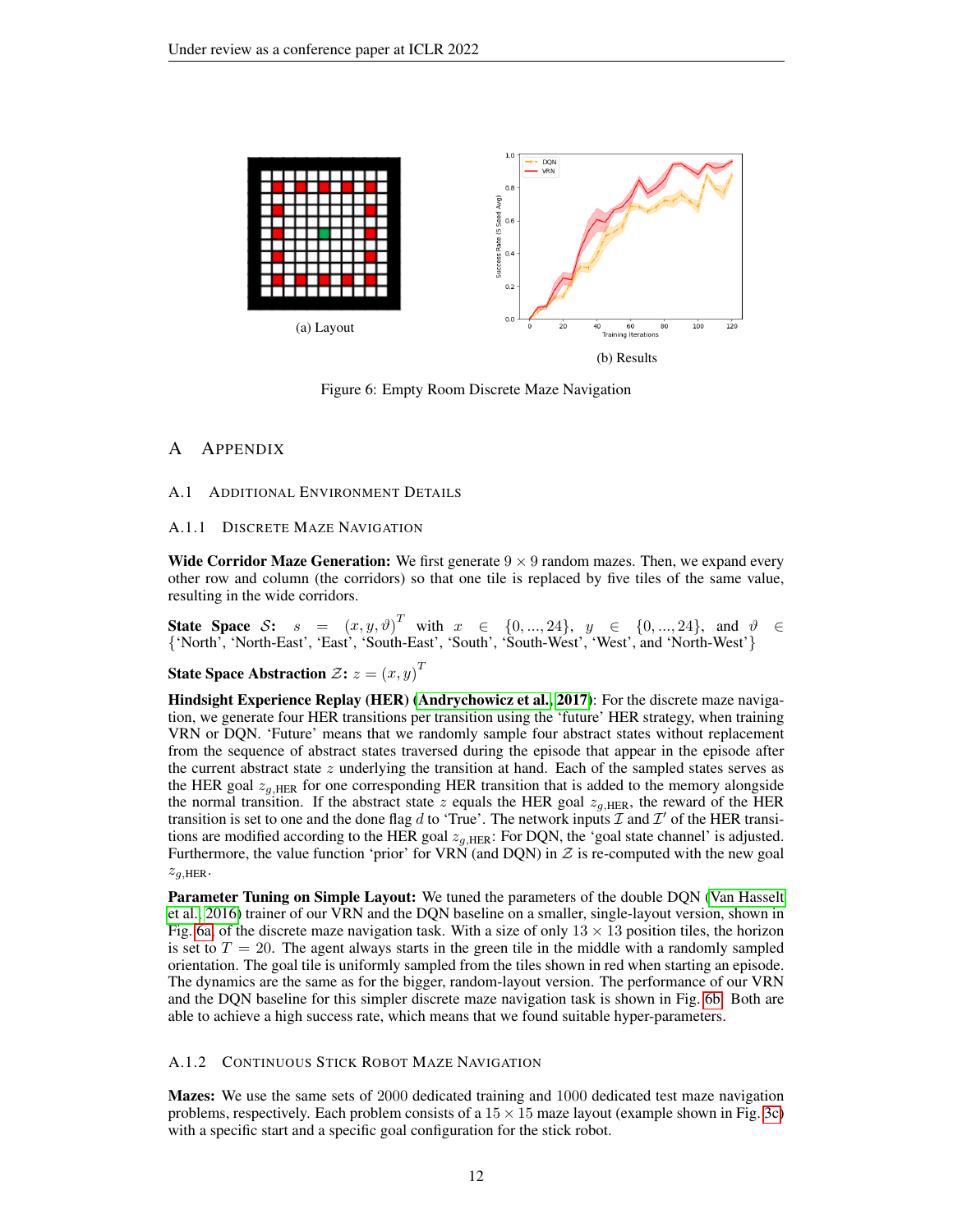(a) Layout

(b) Results

Figure 6: Empty Room Discrete Maze Navigation

# A Appendix

## A.1 Additional Environment Details

### A.1.1 Discrete Maze Navigation

**Wide Corridor Maze Generation:** We first generate $9 \times 9$ random mazes. Then, we expand every other row and column (the corridors) so that one tile is replaced by five tiles of the same value, resulting in the wide corridors.

**State Space $\mathcal{S}$:** $s = (x, y, \vartheta)^T$ with $x \in \{0, ..., 24\}$, $y \in \{0, ..., 24\}$, and $\vartheta \in$ {'North', 'North-East', 'East', 'South-East', 'South', 'South-West', 'West', and 'North-West'}

**State Space Abstraction $\mathcal{Z}$:** $z = (x, y)^T$

**Hindsight Experience Replay (HER) (Andrychowicz et al., 2017):** For the discrete maze navigation, we generate four HER transitions per transition using the 'future' HER strategy, when training VRN or DQN. 'Future' means that we randomly sample four abstract states without replacement from the sequence of abstract states traversed during the episode that appear in the episode after the current abstract state $z$ underlying the transition at hand. Each of the sampled states serves as the HER goal $z_{g,\text{HER}}$ for one corresponding HER transition that is added to the memory alongside the normal transition. If the abstract state $z$ equals the HER goal $z_{g,\text{HER}}$, the reward of the HER transition is set to one and the done flag $d$ to 'True'. The network inputs $\mathcal{I}$ and $\mathcal{I}'$ of the HER transitions are modified according to the HER goal $z_{g,\text{HER}}$: For DQN, the 'goal state channel' is adjusted. Furthermore, the value function 'prior' for VRN (and DQN) in $\mathcal{Z}$ is re-computed with the new goal $z_{g,\text{HER}}$.

**Parameter Tuning on Simple Layout:** We tuned the parameters of the double DQN (Van Hasselt et al., 2016) trainer of our VRN and the DQN baseline on a smaller, single-layout version, shown in Fig. 6a, of the discrete maze navigation task. With a size of only $13 \times 13$ position tiles, the horizon is set to $T = 20$. The agent always starts in the green tile in the middle with a randomly sampled orientation. The goal tile is uniformly sampled from the tiles shown in red when starting an episode. The dynamics are the same as for the bigger, random-layout version. The performance of our VRN and the DQN baseline for this simpler discrete maze navigation task is shown in Fig. 6b. Both are able to achieve a high success rate, which means that we found suitable hyper-parameters.

### A.1.2 Continuous Stick Robot Maze Navigation

**Mazes:** We use the same sets of 2000 dedicated training and 1000 dedicated test maze navigation problems, respectively. Each problem consists of a $15 \times 15$ maze layout (example shown in Fig. 3c) with a specific start and a specific goal configuration for the stick robot.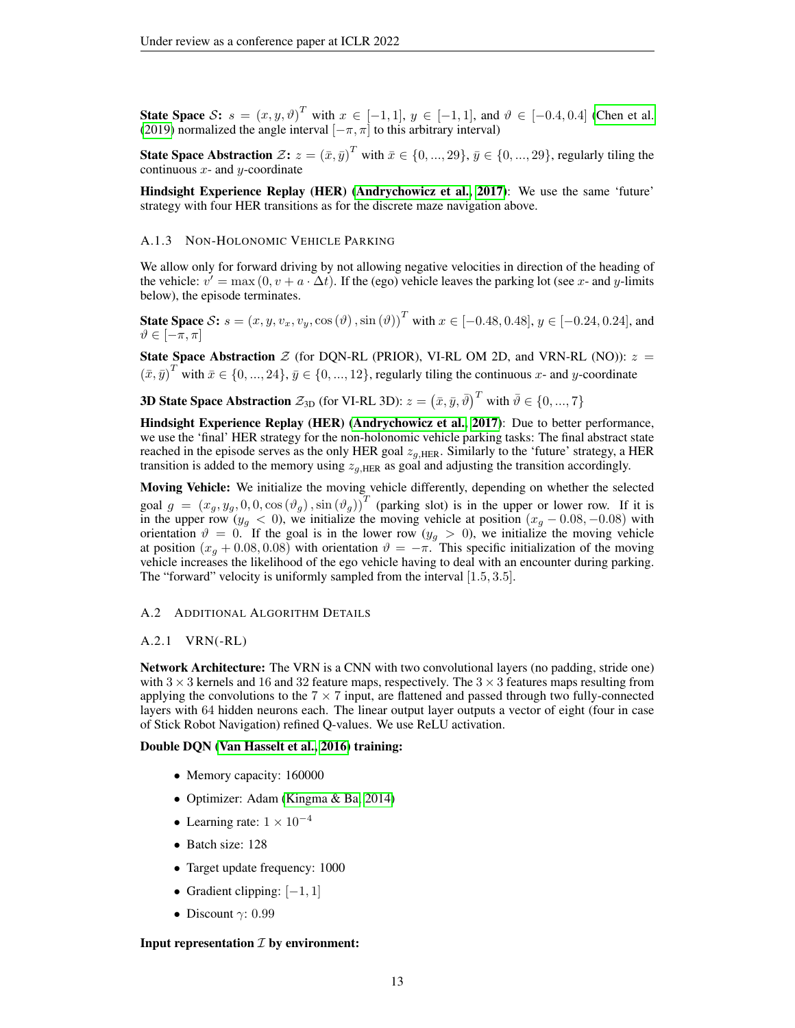**State Space $\mathcal{S}$:** $s = (x, y, \vartheta)^T$ with $x \in [-1, 1]$, $y \in [-1, 1]$, and $\vartheta \in [-0.4, 0.4]$ (Chen et al. (2019) normalized the angle interval $[-\pi, \pi]$ to this arbitrary interval)

**State Space Abstraction $\mathcal{Z}$:** $z = (\bar{x}, \bar{y})^T$ with $\bar{x} \in \{0, ..., 29\}$, $\bar{y} \in \{0, ..., 29\}$, regularly tiling the continuous $x$- and $y$-coordinate

**Hindsight Experience Replay (HER) (Andrychowicz et al., 2017)**: We use the same 'future' strategy with four HER transitions as for the discrete maze navigation above.

#### A.1.3 Non-Holonomic Vehicle Parking

We allow only for forward driving by not allowing negative velocities in direction of the heading of the vehicle: $v' = \max(0, v + a \cdot \Delta t)$. If the (ego) vehicle leaves the parking lot (see $x$- and $y$-limits below), the episode terminates.

**State Space $\mathcal{S}$:** $s = (x, y, v_x, v_y, \cos(\vartheta), \sin(\vartheta))^T$ with $x \in [-0.48, 0.48]$, $y \in [-0.24, 0.24]$, and $\vartheta \in [-\pi, \pi]$

**State Space Abstraction** $\mathcal{Z}$ (for DQN-RL (PRIOR), VI-RL OM 2D, and VRN-RL (NO)): $z = (\bar{x}, \bar{y})^T$ with $\bar{x} \in \{0, ..., 24\}$, $\bar{y} \in \{0, ..., 12\}$, regularly tiling the continuous $x$- and $y$-coordinate

**3D State Space Abstraction** $\mathcal{Z}_{3D}$ (for VI-RL 3D): $z = (\bar{x}, \bar{y}, \bar{\vartheta})^T$ with $\bar{\vartheta} \in \{0, ..., 7\}$

**Hindsight Experience Replay (HER) (Andrychowicz et al., 2017)**: Due to better performance, we use the 'final' HER strategy for the non-holonomic vehicle parking tasks: The final abstract state reached in the episode serves as the only HER goal $z_{g,\text{HER}}$. Similarly to the 'future' strategy, a HER transition is added to the memory using $z_{g,\text{HER}}$ as goal and adjusting the transition accordingly.

**Moving Vehicle:** We initialize the moving vehicle differently, depending on whether the selected goal $g = (x_g, y_g, 0, 0, \cos(\vartheta_g), \sin(\vartheta_g))^T$ (parking slot) is in the upper or lower row. If it is in the upper row ($y_g < 0$), we initialize the moving vehicle at position $(x_g - 0.08, -0.08)$ with orientation $\vartheta = 0$. If the goal is in the lower row ($y_g > 0$), we initialize the moving vehicle at position $(x_g + 0.08, 0.08)$ with orientation $\vartheta = -\pi$. This specific initialization of the moving vehicle increases the likelihood of the ego vehicle having to deal with an encounter during parking. The "forward" velocity is uniformly sampled from the interval $[1.5, 3.5]$.

### A.2 Additional Algorithm Details

#### A.2.1 VRN(-RL)

**Network Architecture:** The VRN is a CNN with two convolutional layers (no padding, stride one) with $3 \times 3$ kernels and 16 and 32 feature maps, respectively. The $3 \times 3$ features maps resulting from applying the convolutions to the $7 \times 7$ input, are flattened and passed through two fully-connected layers with 64 hidden neurons each. The linear output layer outputs a vector of eight (four in case of Stick Robot Navigation) refined Q-values. We use ReLU activation.

**Double DQN (Van Hasselt et al., 2016) training:**

- Memory capacity: 160000
- Optimizer: Adam (Kingma & Ba, 2014)
- Learning rate: $1 \times 10^{-4}$
- Batch size: 128
- Target update frequency: 1000
- Gradient clipping: $[-1, 1]$
- Discount $\gamma$: 0.99

**Input representation $\mathcal{I}$ by environment:**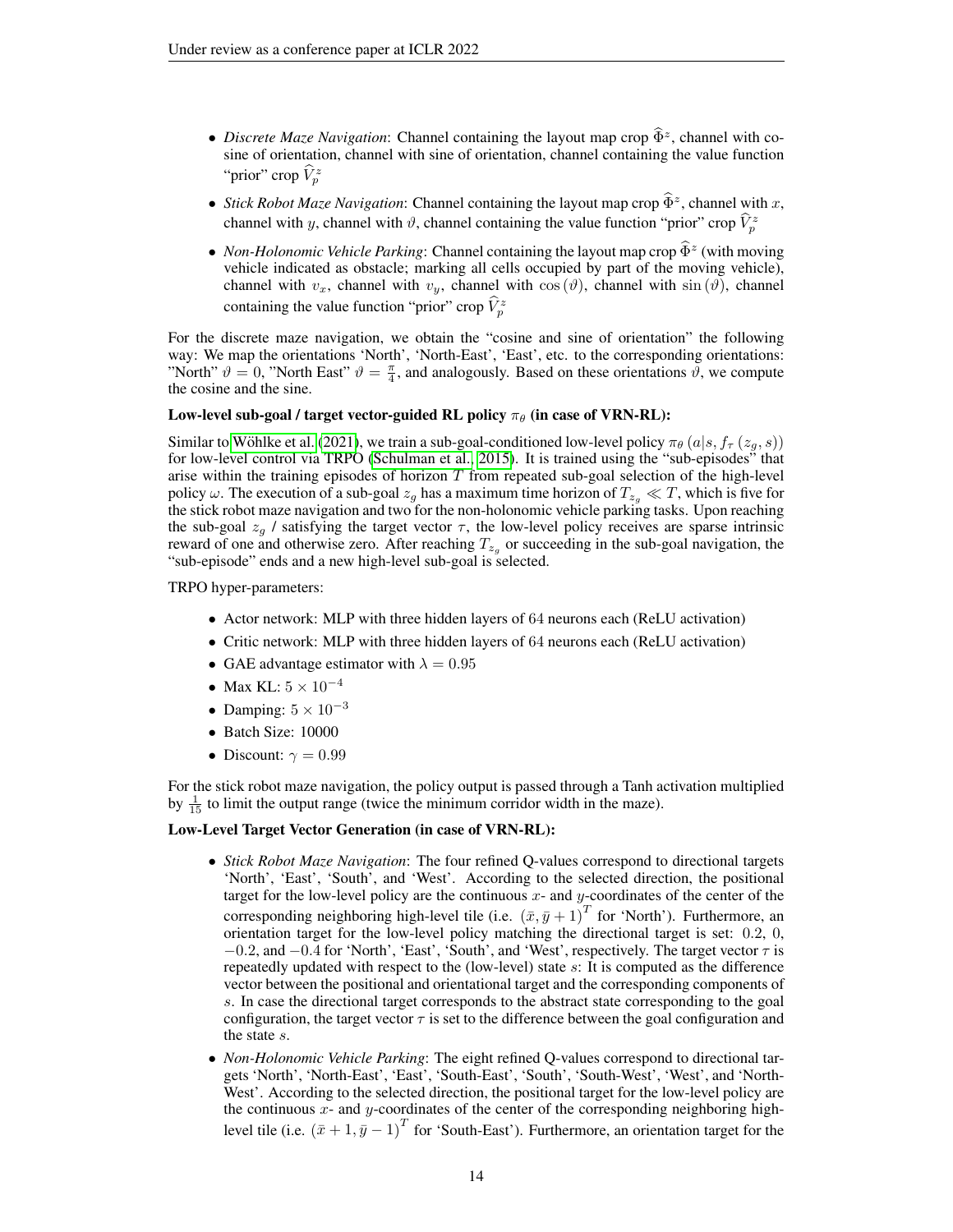- *Discrete Maze Navigation*: Channel containing the layout map crop $\widehat{\Phi}^z$, channel with cosine of orientation, channel with sine of orientation, channel containing the value function "prior" crop $\widehat{V}_p^z$
- *Stick Robot Maze Navigation*: Channel containing the layout map crop $\widehat{\Phi}^z$, channel with $x$, channel with $y$, channel with $\vartheta$, channel containing the value function "prior" crop $\widehat{V}_p^z$
- *Non-Holonomic Vehicle Parking*: Channel containing the layout map crop $\widehat{\Phi}^z$ (with moving vehicle indicated as obstacle; marking all cells occupied by part of the moving vehicle), channel with $v_x$, channel with $v_y$, channel with $\cos(\vartheta)$, channel with $\sin(\vartheta)$, channel containing the value function "prior" crop $\widehat{V}_p^z$

For the discrete maze navigation, we obtain the "cosine and sine of orientation" the following way: We map the orientations 'North', 'North-East', 'East', etc. to the corresponding orientations: "North" $\vartheta = 0$, "North East" $\vartheta = \frac{\pi}{4}$, and analogously. Based on these orientations $\vartheta$, we compute the cosine and the sine.

**Low-level sub-goal / target vector-guided RL policy $\pi_\theta$ (in case of VRN-RL):**

Similar to Wöhlke et al. (2021), we train a sub-goal-conditioned low-level policy $\pi_\theta\left(a|s, f_\tau\left(z_g, s\right)\right)$ for low-level control via TRPO (Schulman et al., 2015). It is trained using the "sub-episodes" that arise within the training episodes of horizon $T$ from repeated sub-goal selection of the high-level policy $\omega$. The execution of a sub-goal $z_g$ has a maximum time horizon of $T_{z_g} \ll T$, which is five for the stick robot maze navigation and two for the non-holonomic vehicle parking tasks. Upon reaching the sub-goal $z_g$ / satisfying the target vector $\tau$, the low-level policy receives are sparse intrinsic reward of one and otherwise zero. After reaching $T_{z_g}$ or succeeding in the sub-goal navigation, the "sub-episode" ends and a new high-level sub-goal is selected.

TRPO hyper-parameters:

- Actor network: MLP with three hidden layers of 64 neurons each (ReLU activation)
- Critic network: MLP with three hidden layers of 64 neurons each (ReLU activation)
- GAE advantage estimator with $\lambda = 0.95$
- Max KL: $5 \times 10^{-4}$
- Damping: $5 \times 10^{-3}$
- Batch Size: 10000
- Discount: $\gamma = 0.99$

For the stick robot maze navigation, the policy output is passed through a Tanh activation multiplied by $\frac{1}{15}$ to limit the output range (twice the minimum corridor width in the maze).

**Low-Level Target Vector Generation (in case of VRN-RL):**

- *Stick Robot Maze Navigation*: The four refined Q-values correspond to directional targets 'North', 'East', 'South', and 'West'. According to the selected direction, the positional target for the low-level policy are the continuous $x$- and $y$-coordinates of the center of the corresponding neighboring high-level tile (i.e. $(\bar{x}, \bar{y}+1)^T$ for 'North'). Furthermore, an orientation target for the low-level policy matching the directional target is set: $0.2$, $0$, $-0.2$, and $-0.4$ for 'North', 'East', 'South', and 'West', respectively. The target vector $\tau$ is repeatedly updated with respect to the (low-level) state $s$: It is computed as the difference vector between the positional and orientational target and the corresponding components of $s$. In case the directional target corresponds to the abstract state corresponding to the goal configuration, the target vector $\tau$ is set to the difference between the goal configuration and the state $s$.
- *Non-Holonomic Vehicle Parking*: The eight refined Q-values correspond to directional targets 'North', 'North-East', 'East', 'South-East', 'South', 'South-West', 'West', and 'North-West'. According to the selected direction, the positional target for the low-level policy are the continuous $x$- and $y$-coordinates of the center of the corresponding neighboring high-level tile (i.e. $(\bar{x}+1, \bar{y}-1)^T$ for 'South-East'). Furthermore, an orientation target for the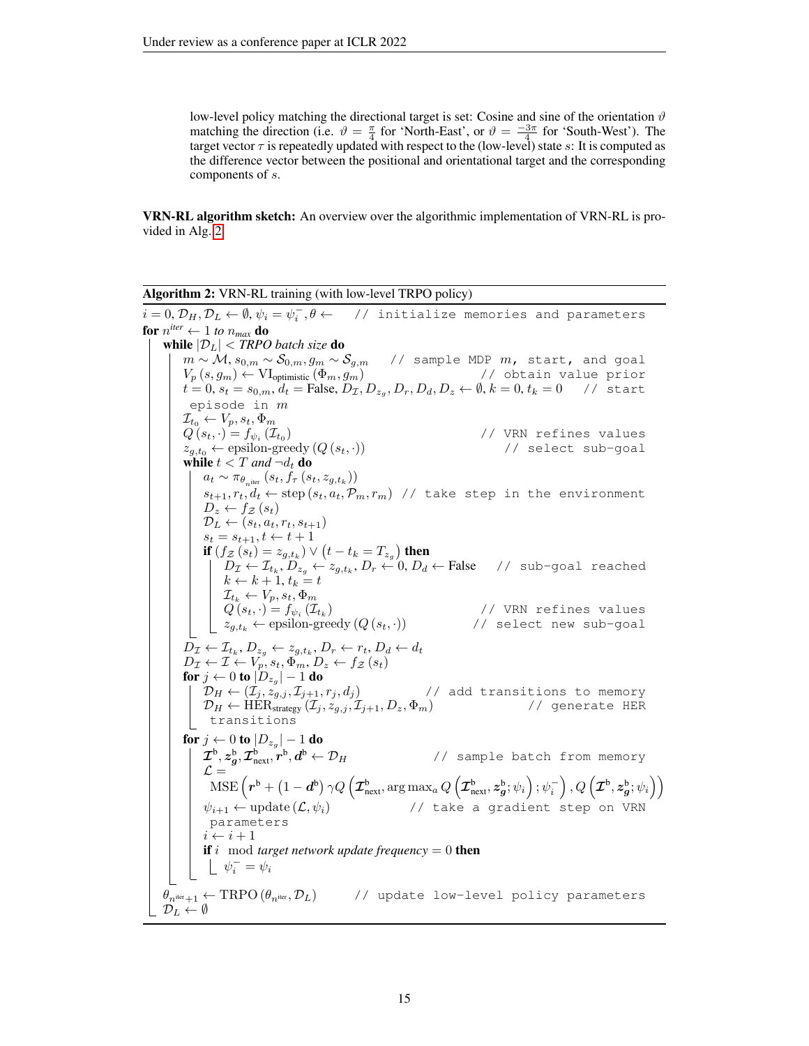low-level policy matching the directional target is set: Cosine and sine of the orientation $\vartheta$ matching the direction (i.e. $\vartheta = \frac{\pi}{4}$ for 'North-East', or $\vartheta = \frac{-3\pi}{4}$ for 'South-West'). The target vector $\tau$ is repeatedly updated with respect to the (low-level) state $s$: It is computed as the difference vector between the positional and orientational target and the corresponding components of $s$.

**VRN-RL algorithm sketch:** An overview over the algorithmic implementation of VRN-RL is provided in Alg. 2.

**Algorithm 2:** VRN-RL training (with low-level TRPO policy)

```
i = 0, D_H, D_L ← ∅, ψ_i = ψ_i^-, θ ←    // initialize memories and parameters
for n^iter ← 1 to n_max do
    while |D_L| < TRPO batch size do
        m ~ M, s_{0,m} ~ S_{0,m}, g_m ~ S_{g,m}    // sample MDP m, start, and goal
        V_p(s, g_m) ← VI_optimistic(Φ_m, g_m)    // obtain value prior
        t = 0, s_t = s_{0,m}, d_t = False, D_I, D_{z_g}, D_r, D_d, D_z ← ∅, k = 0, t_k = 0    // start episode in m
        I_{t_0} ← V_p, s_t, Φ_m
        Q(s_t, ·) = f_{ψ_i}(I_{t_0})    // VRN refines values
        z_{g,t_0} ← epsilon-greedy(Q(s_t, ·))    // select sub-goal
        while t < T and ¬d_t do
            a_t ~ π_{θ_{n^iter}}(s_t, f_τ(s_t, z_{g,t_k}))
            s_{t+1}, r_t, d_t ← step(s_t, a_t, P_m, r_m)    // take step in the environment
            D_z ← f_Z(s_t)
            D_L ← (s_t, a_t, r_t, s_{t+1})
            s_t = s_{t+1}, t ← t + 1
            if (f_Z(s_t) = z_{g,t_k}) ∨ (t − t_k = T_{z_g}) then
                D_I ← I_{t_k}, D_{z_g} ← z_{g,t_k}, D_r ← 0, D_d ← False    // sub-goal reached
                k ← k + 1, t_k = t
                I_{t_k} ← V_p, s_t, Φ_m
                Q(s_t, ·) = f_{ψ_i}(I_{t_k})    // VRN refines values
                z_{g,t_k} ← epsilon-greedy(Q(s_t, ·))    // select new sub-goal
        D_I ← I_{t_k}, D_{z_g} ← z_{g,t_k}, D_r ← r_t, D_d ← d_t
        D_I ← I ← V_p, s_t, Φ_m, D_z ← f_Z(s_t)
        for j ← 0 to |D_{z_g}| − 1 do
            D_H ← (I_j, z_{g,j}, I_{j+1}, r_j, d_j)    // add transitions to memory
            D_H ← HER_strategy(I_j, z_{g,j}, I_{j+1}, D_z, Φ_m)    // generate HER transitions
        for j ← 0 to |D_{z_g}| − 1 do
            I^b, z_g^b, I^b_next, r^b, d^b ← D_H    // sample batch from memory
            L = MSE(r^b + (1 − d^b) γ Q(I^b_next, argmax_a Q(I^b_next, z_g^b; ψ_i); ψ_i^-), Q(I^b, z_g^b; ψ_i))
            ψ_{i+1} ← update(L, ψ_i)    // take a gradient step on VRN parameters
            i ← i + 1
            if i mod target network update frequency = 0 then
                ψ_i^- = ψ_i
    θ_{n^iter+1} ← TRPO(θ_{n^iter}, D_L)    // update low-level policy parameters
    D_L ← ∅
```

Loss in the algorithm:

$$\mathcal{L} = \mathrm{MSE}\left(\boldsymbol{r}^{\mathrm{b}} + \left(1 - \boldsymbol{d}^{\mathrm{b}}\right) \gamma Q\left(\boldsymbol{\mathcal{I}}^{\mathrm{b}}_{\mathrm{next}}, \arg\max_a Q\left(\boldsymbol{\mathcal{I}}^{\mathrm{b}}_{\mathrm{next}}, \boldsymbol{z}^{\mathrm{b}}_{\boldsymbol{g}}; \psi_i\right); \psi_i^-\right), Q\left(\boldsymbol{\mathcal{I}}^{\mathrm{b}}, \boldsymbol{z}^{\mathrm{b}}_{\boldsymbol{g}}; \psi_i\right)\right)$$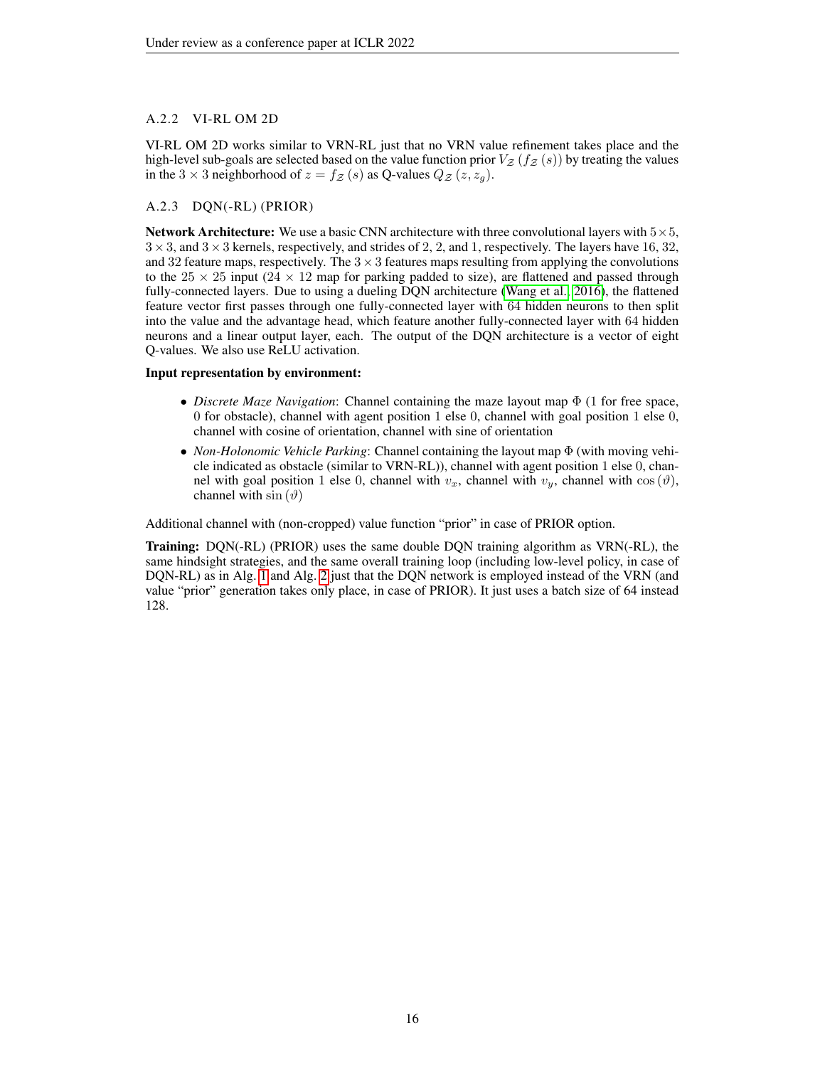### A.2.2 VI-RL OM 2D

VI-RL OM 2D works similar to VRN-RL just that no VRN value refinement takes place and the high-level sub-goals are selected based on the value function prior $V_{\mathcal{Z}}\left(f_{\mathcal{Z}}\left(s\right)\right)$ by treating the values in the $3 \times 3$ neighborhood of $z = f_{\mathcal{Z}}\left(s\right)$ as Q-values $Q_{\mathcal{Z}}\left(z, z_g\right)$.

### A.2.3 DQN(-RL) (PRIOR)

**Network Architecture:** We use a basic CNN architecture with three convolutional layers with $5 \times 5$, $3 \times 3$, and $3 \times 3$ kernels, respectively, and strides of 2, 2, and 1, respectively. The layers have 16, 32, and 32 feature maps, respectively. The $3 \times 3$ features maps resulting from applying the convolutions to the $25 \times 25$ input ($24 \times 12$ map for parking padded to size), are flattened and passed through fully-connected layers. Due to using a dueling DQN architecture (Wang et al., 2016), the flattened feature vector first passes through one fully-connected layer with 64 hidden neurons to then split into the value and the advantage head, which feature another fully-connected layer with 64 hidden neurons and a linear output layer, each. The output of the DQN architecture is a vector of eight Q-values. We also use ReLU activation.

**Input representation by environment:**

- *Discrete Maze Navigation*: Channel containing the maze layout map $\Phi$ (1 for free space, 0 for obstacle), channel with agent position 1 else 0, channel with goal position 1 else 0, channel with cosine of orientation, channel with sine of orientation
- *Non-Holonomic Vehicle Parking*: Channel containing the layout map $\Phi$ (with moving vehicle indicated as obstacle (similar to VRN-RL)), channel with agent position 1 else 0, channel with goal position 1 else 0, channel with $v_x$, channel with $v_y$, channel with $\cos\left(\vartheta\right)$, channel with $\sin\left(\vartheta\right)$

Additional channel with (non-cropped) value function "prior" in case of PRIOR option.

**Training:** DQN(-RL) (PRIOR) uses the same double DQN training algorithm as VRN(-RL), the same hindsight strategies, and the same overall training loop (including low-level policy, in case of DQN-RL) as in Alg. 1 and Alg. 2 just that the DQN network is employed instead of the VRN (and value "prior" generation takes only place, in case of PRIOR). It just uses a batch size of 64 instead 128.